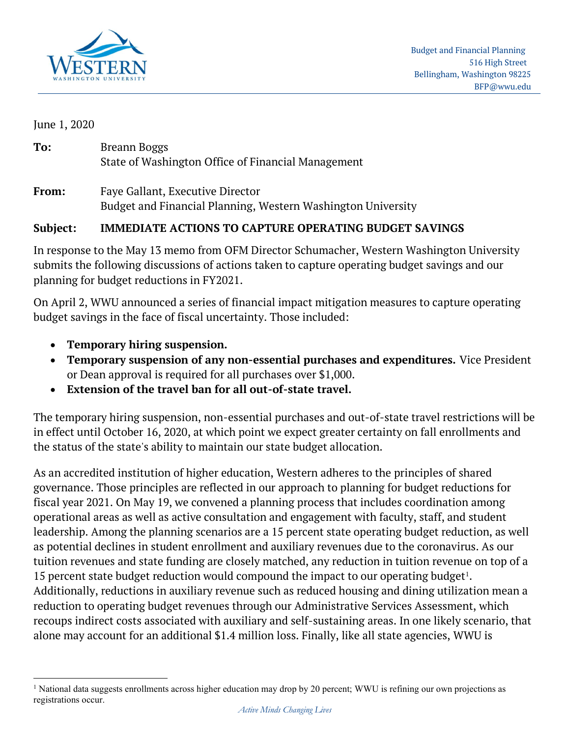Budget and Financial Planning
516 High Street
Bellingham, Washington 98225
BFP@wwu.edu

June 1, 2020

**To:** Breann Boggs
State of Washington Office of Financial Management

**From:** Faye Gallant, Executive Director
Budget and Financial Planning, Western Washington University

**Subject: IMMEDIATE ACTIONS TO CAPTURE OPERATING BUDGET SAVINGS**

In response to the May 13 memo from OFM Director Schumacher, Western Washington University submits the following discussions of actions taken to capture operating budget savings and our planning for budget reductions in FY2021.

On April 2, WWU announced a series of financial impact mitigation measures to capture operating budget savings in the face of fiscal uncertainty. Those included:

- **Temporary hiring suspension.**
- **Temporary suspension of any non-essential purchases and expenditures.** Vice President or Dean approval is required for all purchases over $1,000.
- **Extension of the travel ban for all out-of-state travel.**

The temporary hiring suspension, non-essential purchases and out-of-state travel restrictions will be in effect until October 16, 2020, at which point we expect greater certainty on fall enrollments and the status of the state's ability to maintain our state budget allocation.

As an accredited institution of higher education, Western adheres to the principles of shared governance. Those principles are reflected in our approach to planning for budget reductions for fiscal year 2021. On May 19, we convened a planning process that includes coordination among operational areas as well as active consultation and engagement with faculty, staff, and student leadership. Among the planning scenarios are a 15 percent state operating budget reduction, as well as potential declines in student enrollment and auxiliary revenues due to the coronavirus. As our tuition revenues and state funding are closely matched, any reduction in tuition revenue on top of a 15 percent state budget reduction would compound the impact to our operating budget[1]. Additionally, reductions in auxiliary revenue such as reduced housing and dining utilization mean a reduction to operating budget revenues through our Administrative Services Assessment, which recoups indirect costs associated with auxiliary and self-sustaining areas. In one likely scenario, that alone may account for an additional $1.4 million loss. Finally, like all state agencies, WWU is

[1] National data suggests enrollments across higher education may drop by 20 percent; WWU is refining our own projections as registrations occur.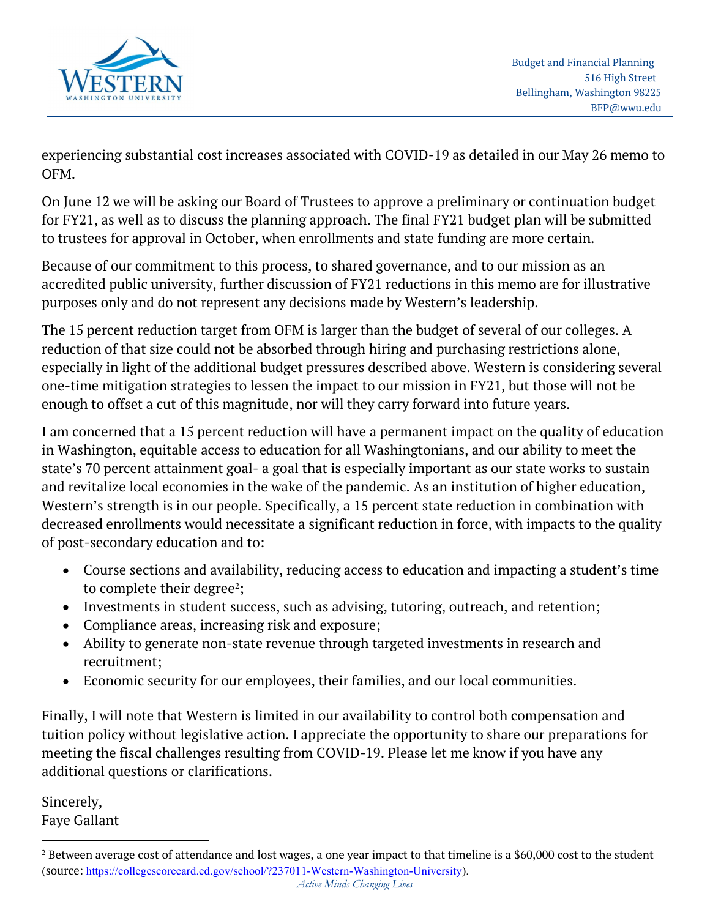experiencing substantial cost increases associated with COVID-19 as detailed in our May 26 memo to OFM.

On June 12 we will be asking our Board of Trustees to approve a preliminary or continuation budget for FY21, as well as to discuss the planning approach. The final FY21 budget plan will be submitted to trustees for approval in October, when enrollments and state funding are more certain.

Because of our commitment to this process, to shared governance, and to our mission as an accredited public university, further discussion of FY21 reductions in this memo are for illustrative purposes only and do not represent any decisions made by Western's leadership.

The 15 percent reduction target from OFM is larger than the budget of several of our colleges. A reduction of that size could not be absorbed through hiring and purchasing restrictions alone, especially in light of the additional budget pressures described above. Western is considering several one-time mitigation strategies to lessen the impact to our mission in FY21, but those will not be enough to offset a cut of this magnitude, nor will they carry forward into future years.

I am concerned that a 15 percent reduction will have a permanent impact on the quality of education in Washington, equitable access to education for all Washingtonians, and our ability to meet the state's 70 percent attainment goal- a goal that is especially important as our state works to sustain and revitalize local economies in the wake of the pandemic. As an institution of higher education, Western's strength is in our people. Specifically, a 15 percent state reduction in combination with decreased enrollments would necessitate a significant reduction in force, with impacts to the quality of post-secondary education and to:

- Course sections and availability, reducing access to education and impacting a student's time to complete their degree[2];
- Investments in student success, such as advising, tutoring, outreach, and retention;
- Compliance areas, increasing risk and exposure;
- Ability to generate non-state revenue through targeted investments in research and recruitment;
- Economic security for our employees, their families, and our local communities.

Finally, I will note that Western is limited in our availability to control both compensation and tuition policy without legislative action. I appreciate the opportunity to share our preparations for meeting the fiscal challenges resulting from COVID-19. Please let me know if you have any additional questions or clarifications.

Sincerely,
Faye Gallant

[2] Between average cost of attendance and lost wages, a one year impact to that timeline is a $60,000 cost to the student (source: https://collegescorecard.ed.gov/school/?237011-Western-Washington-University).